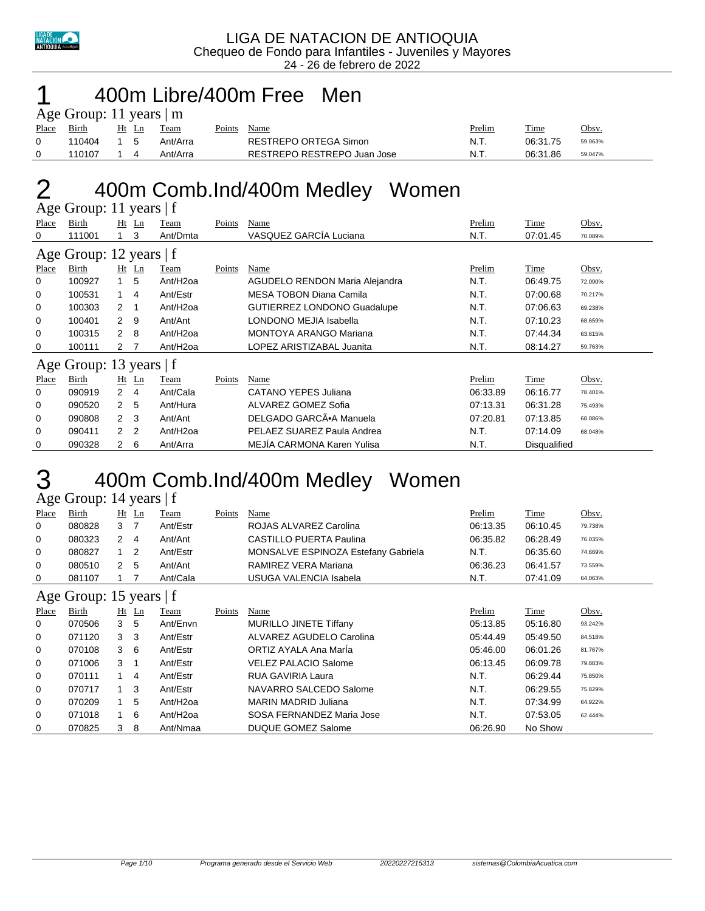LIGA DE NATACION DE ANTIOQUIA
Chequeo de Fondo para Infantiles - Juveniles y Mayores
24 - 26 de febrero de 2022

# 1 400m Libre/400m Free Men

### Age Group: 11 years | m

| Place | Birth | Ht | Ln | Team | Points | Name | Prelim | Time | Obsv. |
|---|---|---|---|---|---|---|---|---|---|
| 0 | 110404 | 1 | 5 | Ant/Arra | | RESTREPO ORTEGA Simon | N.T. | 06:31.75 | 59.063% |
| 0 | 110107 | 1 | 4 | Ant/Arra | | RESTREPO RESTREPO Juan Jose | N.T. | 06:31.86 | 59.047% |

# 2 400m Comb.Ind/400m Medley Women

### Age Group: 11 years | f

| Place | Birth | Ht | Ln | Team | Points | Name | Prelim | Time | Obsv. |
|---|---|---|---|---|---|---|---|---|---|
| 0 | 111001 | 1 | 3 | Ant/Dmta | | VASQUEZ GARCÍA Luciana | N.T. | 07:01.45 | 70.089% |

### Age Group: 12 years | f

| Place | Birth | Ht | Ln | Team | Points | Name | Prelim | Time | Obsv. |
|---|---|---|---|---|---|---|---|---|---|
| 0 | 100927 | 1 | 5 | Ant/H2oa | | AGUDELO RENDON Maria Alejandra | N.T. | 06:49.75 | 72.090% |
| 0 | 100531 | 1 | 4 | Ant/Estr | | MESA TOBON Diana Camila | N.T. | 07:00.68 | 70.217% |
| 0 | 100303 | 2 | 1 | Ant/H2oa | | GUTIERREZ LONDONO Guadalupe | N.T. | 07:06.63 | 69.238% |
| 0 | 100401 | 2 | 9 | Ant/Ant | | LONDONO MEJIA Isabella | N.T. | 07:10.23 | 68.659% |
| 0 | 100315 | 2 | 8 | Ant/H2oa | | MONTOYA ARANGO Mariana | N.T. | 07:44.34 | 63.615% |
| 0 | 100111 | 2 | 7 | Ant/H2oa | | LOPEZ ARISTIZABAL Juanita | N.T. | 08:14.27 | 59.763% |

### Age Group: 13 years | f

| Place | Birth | Ht | Ln | Team | Points | Name | Prelim | Time | Obsv. |
|---|---|---|---|---|---|---|---|---|---|
| 0 | 090919 | 2 | 4 | Ant/Cala | | CATANO YEPES Juliana | 06:33.89 | 06:16.77 | 78.401% |
| 0 | 090520 | 2 | 5 | Ant/Hura | | ALVAREZ GOMEZ Sofia | 07:13.31 | 06:31.28 | 75.493% |
| 0 | 090808 | 2 | 3 | Ant/Ant | | DELGADO GARCÃ•A Manuela | 07:20.81 | 07:13.85 | 68.086% |
| 0 | 090411 | 2 | 2 | Ant/H2oa | | PELAEZ SUAREZ Paula Andrea | N.T. | 07:14.09 | 68.048% |
| 0 | 090328 | 2 | 6 | Ant/Arra | | MEJÍA CARMONA Karen Yulisa | N.T. | Disqualified | |

# 3 400m Comb.Ind/400m Medley Women

### Age Group: 14 years | f

| Place | Birth | Ht | Ln | Team | Points | Name | Prelim | Time | Obsv. |
|---|---|---|---|---|---|---|---|---|---|
| 0 | 080828 | 3 | 7 | Ant/Estr | | ROJAS ALVAREZ Carolina | 06:13.35 | 06:10.45 | 79.738% |
| 0 | 080323 | 2 | 4 | Ant/Ant | | CASTILLO PUERTA Paulina | 06:35.82 | 06:28.49 | 76.035% |
| 0 | 080827 | 1 | 2 | Ant/Estr | | MONSALVE ESPINOZA Estefany Gabriela | N.T. | 06:35.60 | 74.669% |
| 0 | 080510 | 2 | 5 | Ant/Ant | | RAMIREZ VERA Mariana | 06:36.23 | 06:41.57 | 73.559% |
| 0 | 081107 | 1 | 7 | Ant/Cala | | USUGA VALENCIA Isabela | N.T. | 07:41.09 | 64.063% |

### Age Group: 15 years | f

| Place | Birth | Ht | Ln | Team | Points | Name | Prelim | Time | Obsv. |
|---|---|---|---|---|---|---|---|---|---|
| 0 | 070506 | 3 | 5 | Ant/Envn | | MURILLO JINETE Tiffany | 05:13.85 | 05:16.80 | 93.242% |
| 0 | 071120 | 3 | 3 | Ant/Estr | | ALVAREZ AGUDELO Carolina | 05:44.49 | 05:49.50 | 84.518% |
| 0 | 070108 | 3 | 6 | Ant/Estr | | ORTIZ AYALA Ana MarÍa | 05:46.00 | 06:01.26 | 81.767% |
| 0 | 071006 | 3 | 1 | Ant/Estr | | VELEZ PALACIO Salome | 06:13.45 | 06:09.78 | 79.883% |
| 0 | 070111 | 1 | 4 | Ant/Estr | | RUA GAVIRIA Laura | N.T. | 06:29.44 | 75.850% |
| 0 | 070717 | 1 | 3 | Ant/Estr | | NAVARRO SALCEDO Salome | N.T. | 06:29.55 | 75.829% |
| 0 | 070209 | 1 | 5 | Ant/H2oa | | MARIN MADRID Juliana | N.T. | 07:34.99 | 64.922% |
| 0 | 071018 | 1 | 6 | Ant/H2oa | | SOSA FERNANDEZ Maria Jose | N.T. | 07:53.05 | 62.444% |
| 0 | 070825 | 3 | 8 | Ant/Nmaa | | DUQUE GOMEZ Salome | 06:26.90 | No Show | |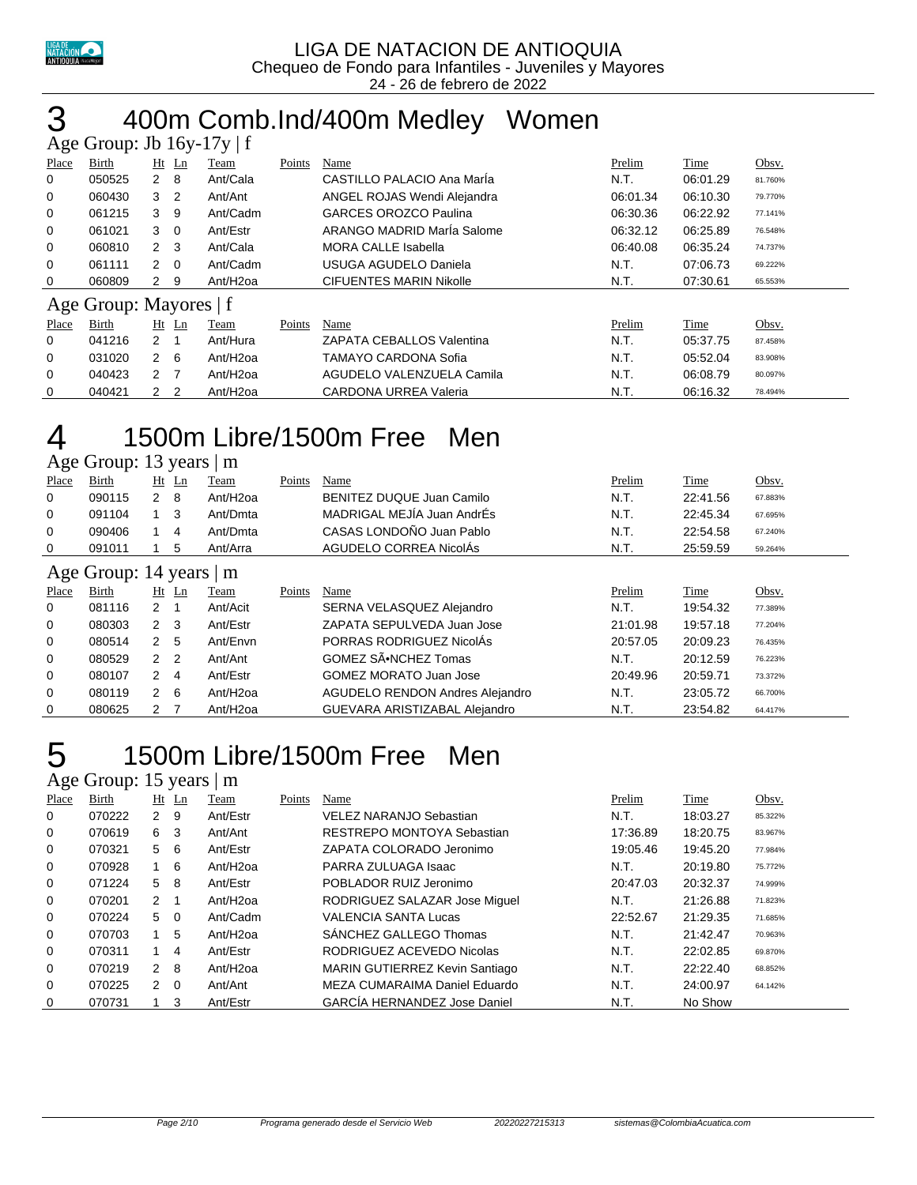# LIGA DE NATACION DE ANTIOQUIA

Chequeo de Fondo para Infantiles - Juveniles y Mayores

24 - 26 de febrero de 2022

## 3 400m Comb.Ind/400m Medley Women

### Age Group: Jb 16y-17y | f

| Place | Birth | Ht | Ln | Team | Points | Name | Prelim | Time | Obsv. |
|---|---|---|---|---|---|---|---|---|---|
| 0 | 050525 | 2 | 8 | Ant/Cala | | CASTILLO PALACIO Ana MarÍa | N.T. | 06:01.29 | 81.760% |
| 0 | 060430 | 3 | 2 | Ant/Ant | | ANGEL ROJAS Wendi Alejandra | 06:01.34 | 06:10.30 | 79.770% |
| 0 | 061215 | 3 | 9 | Ant/Cadm | | GARCES OROZCO Paulina | 06:30.36 | 06:22.92 | 77.141% |
| 0 | 061021 | 3 | 0 | Ant/Estr | | ARANGO MADRID MarÍa Salome | 06:32.12 | 06:25.89 | 76.548% |
| 0 | 060810 | 2 | 3 | Ant/Cala | | MORA CALLE Isabella | 06:40.08 | 06:35.24 | 74.737% |
| 0 | 061111 | 2 | 0 | Ant/Cadm | | USUGA AGUDELO Daniela | N.T. | 07:06.73 | 69.222% |
| 0 | 060809 | 2 | 9 | Ant/H2oa | | CIFUENTES MARIN Nikolle | N.T. | 07:30.61 | 65.553% |

### Age Group: Mayores | f

| Place | Birth | Ht | Ln | Team | Points | Name | Prelim | Time | Obsv. |
|---|---|---|---|---|---|---|---|---|---|
| 0 | 041216 | 2 | 1 | Ant/Hura | | ZAPATA CEBALLOS Valentina | N.T. | 05:37.75 | 87.458% |
| 0 | 031020 | 2 | 6 | Ant/H2oa | | TAMAYO CARDONA Sofia | N.T. | 05:52.04 | 83.908% |
| 0 | 040423 | 2 | 7 | Ant/H2oa | | AGUDELO VALENZUELA Camila | N.T. | 06:08.79 | 80.097% |
| 0 | 040421 | 2 | 2 | Ant/H2oa | | CARDONA URREA Valeria | N.T. | 06:16.32 | 78.494% |

## 4 1500m Libre/1500m Free Men

### Age Group: 13 years | m

| Place | Birth | Ht | Ln | Team | Points | Name | Prelim | Time | Obsv. |
|---|---|---|---|---|---|---|---|---|---|
| 0 | 090115 | 2 | 8 | Ant/H2oa | | BENITEZ DUQUE Juan Camilo | N.T. | 22:41.56 | 67.883% |
| 0 | 091104 | 1 | 3 | Ant/Dmta | | MADRIGAL MEJÍA Juan AndrÉs | N.T. | 22:45.34 | 67.695% |
| 0 | 090406 | 1 | 4 | Ant/Dmta | | CASAS LONDOÑO Juan Pablo | N.T. | 22:54.58 | 67.240% |
| 0 | 091011 | 1 | 5 | Ant/Arra | | AGUDELO CORREA NicolÁs | N.T. | 25:59.59 | 59.264% |

### Age Group: 14 years | m

| Place | Birth | Ht | Ln | Team | Points | Name | Prelim | Time | Obsv. |
|---|---|---|---|---|---|---|---|---|---|
| 0 | 081116 | 2 | 1 | Ant/Acit | | SERNA VELASQUEZ Alejandro | N.T. | 19:54.32 | 77.389% |
| 0 | 080303 | 2 | 3 | Ant/Estr | | ZAPATA SEPULVEDA Juan Jose | 21:01.98 | 19:57.18 | 77.204% |
| 0 | 080514 | 2 | 5 | Ant/Envn | | PORRAS RODRIGUEZ NicolÁs | 20:57.05 | 20:09.23 | 76.435% |
| 0 | 080529 | 2 | 2 | Ant/Ant | | GOMEZ SÃ•NCHEZ Tomas | N.T. | 20:12.59 | 76.223% |
| 0 | 080107 | 2 | 4 | Ant/Estr | | GOMEZ MORATO Juan Jose | 20:49.96 | 20:59.71 | 73.372% |
| 0 | 080119 | 2 | 6 | Ant/H2oa | | AGUDELO RENDON Andres Alejandro | N.T. | 23:05.72 | 66.700% |
| 0 | 080625 | 2 | 7 | Ant/H2oa | | GUEVARA ARISTIZABAL Alejandro | N.T. | 23:54.82 | 64.417% |

## 5 1500m Libre/1500m Free Men

### Age Group: 15 years | m

| Place | Birth | Ht | Ln | Team | Points | Name | Prelim | Time | Obsv. |
|---|---|---|---|---|---|---|---|---|---|
| 0 | 070222 | 2 | 9 | Ant/Estr | | VELEZ NARANJO Sebastian | N.T. | 18:03.27 | 85.322% |
| 0 | 070619 | 6 | 3 | Ant/Ant | | RESTREPO MONTOYA Sebastian | 17:36.89 | 18:20.75 | 83.967% |
| 0 | 070321 | 5 | 6 | Ant/Estr | | ZAPATA COLORADO Jeronimo | 19:05.46 | 19:45.20 | 77.984% |
| 0 | 070928 | 1 | 6 | Ant/H2oa | | PARRA ZULUAGA Isaac | N.T. | 20:19.80 | 75.772% |
| 0 | 071224 | 5 | 8 | Ant/Estr | | POBLADOR RUIZ Jeronimo | 20:47.03 | 20:32.37 | 74.999% |
| 0 | 070201 | 2 | 1 | Ant/H2oa | | RODRIGUEZ SALAZAR Jose Miguel | N.T. | 21:26.88 | 71.823% |
| 0 | 070224 | 5 | 0 | Ant/Cadm | | VALENCIA SANTA Lucas | 22:52.67 | 21:29.35 | 71.685% |
| 0 | 070703 | 1 | 5 | Ant/H2oa | | SÁNCHEZ GALLEGO Thomas | N.T. | 21:42.47 | 70.963% |
| 0 | 070311 | 1 | 4 | Ant/Estr | | RODRIGUEZ ACEVEDO Nicolas | N.T. | 22:02.85 | 69.870% |
| 0 | 070219 | 2 | 8 | Ant/H2oa | | MARIN GUTIERREZ Kevin Santiago | N.T. | 22:22.40 | 68.852% |
| 0 | 070225 | 2 | 0 | Ant/Ant | | MEZA CUMARAIMA Daniel Eduardo | N.T. | 24:00.97 | 64.142% |
| 0 | 070731 | 1 | 3 | Ant/Estr | | GARCÍA HERNANDEZ Jose Daniel | N.T. | No Show | |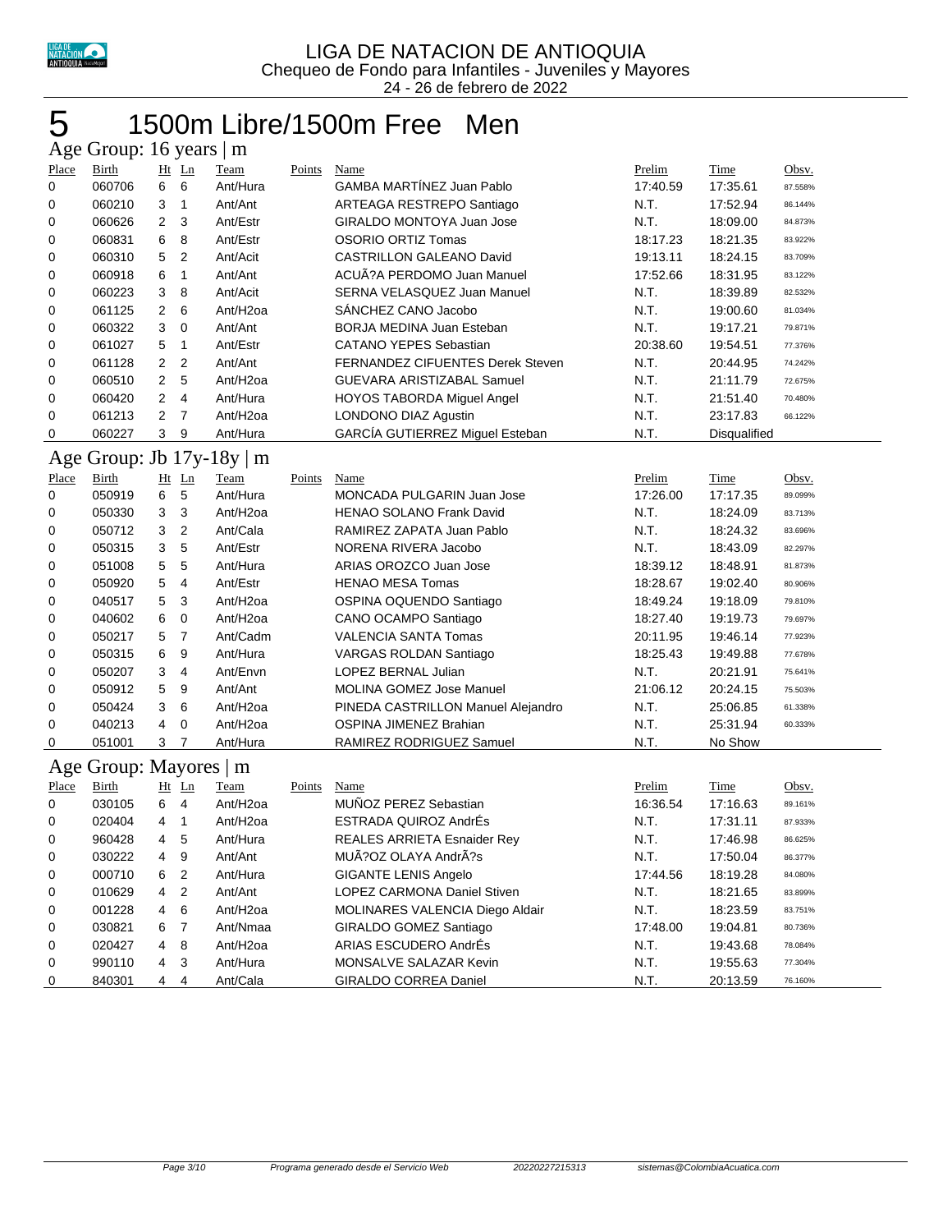LIGA DE NATACION DE ANTIOQUIA
Chequeo de Fondo para Infantiles - Juveniles y Mayores
24 - 26 de febrero de 2022

# 5 1500m Libre/1500m Free Men

## Age Group: 16 years | m

| Place | Birth | Ht | Ln | Team | Points | Name | Prelim | Time | Obsv. |
|---|---|---|---|---|---|---|---|---|---|
| 0 | 060706 | 6 | 6 | Ant/Hura | | GAMBA MARTÍNEZ Juan Pablo | 17:40.59 | 17:35.61 | 87.558% |
| 0 | 060210 | 3 | 1 | Ant/Ant | | ARTEAGA RESTREPO Santiago | N.T. | 17:52.94 | 86.144% |
| 0 | 060626 | 2 | 3 | Ant/Estr | | GIRALDO MONTOYA Juan Jose | N.T. | 18:09.00 | 84.873% |
| 0 | 060831 | 6 | 8 | Ant/Estr | | OSORIO ORTIZ Tomas | 18:17.23 | 18:21.35 | 83.922% |
| 0 | 060310 | 5 | 2 | Ant/Acit | | CASTRILLON GALEANO David | 19:13.11 | 18:24.15 | 83.709% |
| 0 | 060918 | 6 | 1 | Ant/Ant | | ACUÃ?A PERDOMO Juan Manuel | 17:52.66 | 18:31.95 | 83.122% |
| 0 | 060223 | 3 | 8 | Ant/Acit | | SERNA VELASQUEZ Juan Manuel | N.T. | 18:39.89 | 82.532% |
| 0 | 061125 | 2 | 6 | Ant/H2oa | | SÁNCHEZ CANO Jacobo | N.T. | 19:00.60 | 81.034% |
| 0 | 060322 | 3 | 0 | Ant/Ant | | BORJA MEDINA Juan Esteban | N.T. | 19:17.21 | 79.871% |
| 0 | 061027 | 5 | 1 | Ant/Estr | | CATANO YEPES Sebastian | 20:38.60 | 19:54.51 | 77.376% |
| 0 | 061128 | 2 | 2 | Ant/Ant | | FERNANDEZ CIFUENTES Derek Steven | N.T. | 20:44.95 | 74.242% |
| 0 | 060510 | 2 | 5 | Ant/H2oa | | GUEVARA ARISTIZABAL Samuel | N.T. | 21:11.79 | 72.675% |
| 0 | 060420 | 2 | 4 | Ant/Hura | | HOYOS TABORDA Miguel Angel | N.T. | 21:51.40 | 70.480% |
| 0 | 061213 | 2 | 7 | Ant/H2oa | | LONDONO DIAZ Agustin | N.T. | 23:17.83 | 66.122% |
| 0 | 060227 | 3 | 9 | Ant/Hura | | GARCÍA GUTIERREZ Miguel Esteban | N.T. | Disqualified | |

## Age Group: Jb 17y-18y | m

| Place | Birth | Ht | Ln | Team | Points | Name | Prelim | Time | Obsv. |
|---|---|---|---|---|---|---|---|---|---|
| 0 | 050919 | 6 | 5 | Ant/Hura | | MONCADA PULGARIN Juan Jose | 17:26.00 | 17:17.35 | 89.099% |
| 0 | 050330 | 3 | 3 | Ant/H2oa | | HENAO SOLANO Frank David | N.T. | 18:24.09 | 83.713% |
| 0 | 050712 | 3 | 2 | Ant/Cala | | RAMIREZ ZAPATA Juan Pablo | N.T. | 18:24.32 | 83.696% |
| 0 | 050315 | 3 | 5 | Ant/Estr | | NORENA RIVERA Jacobo | N.T. | 18:43.09 | 82.297% |
| 0 | 051008 | 5 | 5 | Ant/Hura | | ARIAS OROZCO Juan Jose | 18:39.12 | 18:48.91 | 81.873% |
| 0 | 050920 | 5 | 4 | Ant/Estr | | HENAO MESA Tomas | 18:28.67 | 19:02.40 | 80.906% |
| 0 | 040517 | 5 | 3 | Ant/H2oa | | OSPINA OQUENDO Santiago | 18:49.24 | 19:18.09 | 79.810% |
| 0 | 040602 | 6 | 0 | Ant/H2oa | | CANO OCAMPO Santiago | 18:27.40 | 19:19.73 | 79.697% |
| 0 | 050217 | 5 | 7 | Ant/Cadm | | VALENCIA SANTA Tomas | 20:11.95 | 19:46.14 | 77.923% |
| 0 | 050315 | 6 | 9 | Ant/Hura | | VARGAS ROLDAN Santiago | 18:25.43 | 19:49.88 | 77.678% |
| 0 | 050207 | 3 | 4 | Ant/Envn | | LOPEZ BERNAL Julian | N.T. | 20:21.91 | 75.641% |
| 0 | 050912 | 5 | 9 | Ant/Ant | | MOLINA GOMEZ Jose Manuel | 21:06.12 | 20:24.15 | 75.503% |
| 0 | 050424 | 3 | 6 | Ant/H2oa | | PINEDA CASTRILLON Manuel Alejandro | N.T. | 25:06.85 | 61.338% |
| 0 | 040213 | 4 | 0 | Ant/H2oa | | OSPINA JIMENEZ Brahian | N.T. | 25:31.94 | 60.333% |
| 0 | 051001 | 3 | 7 | Ant/Hura | | RAMIREZ RODRIGUEZ Samuel | N.T. | No Show | |

## Age Group: Mayores | m

| Place | Birth | Ht | Ln | Team | Points | Name | Prelim | Time | Obsv. |
|---|---|---|---|---|---|---|---|---|---|
| 0 | 030105 | 6 | 4 | Ant/H2oa | | MUÑOZ PEREZ Sebastian | 16:36.54 | 17:16.63 | 89.161% |
| 0 | 020404 | 4 | 1 | Ant/H2oa | | ESTRADA QUIROZ AndrÉs | N.T. | 17:31.11 | 87.933% |
| 0 | 960428 | 4 | 5 | Ant/Hura | | REALES ARRIETA Esnaider Rey | N.T. | 17:46.98 | 86.625% |
| 0 | 030222 | 4 | 9 | Ant/Ant | | MUÃ?OZ OLAYA AndrÃ?s | N.T. | 17:50.04 | 86.377% |
| 0 | 000710 | 6 | 2 | Ant/Hura | | GIGANTE LENIS Angelo | 17:44.56 | 18:19.28 | 84.080% |
| 0 | 010629 | 4 | 2 | Ant/Ant | | LOPEZ CARMONA Daniel Stiven | N.T. | 18:21.65 | 83.899% |
| 0 | 001228 | 4 | 6 | Ant/H2oa | | MOLINARES VALENCIA Diego Aldair | N.T. | 18:23.59 | 83.751% |
| 0 | 030821 | 6 | 7 | Ant/Nmaa | | GIRALDO GOMEZ Santiago | 17:48.00 | 19:04.81 | 80.736% |
| 0 | 020427 | 4 | 8 | Ant/H2oa | | ARIAS ESCUDERO AndrÉs | N.T. | 19:43.68 | 78.084% |
| 0 | 990110 | 4 | 3 | Ant/Hura | | MONSALVE SALAZAR Kevin | N.T. | 19:55.63 | 77.304% |
| 0 | 840301 | 4 | 4 | Ant/Cala | | GIRALDO CORREA Daniel | N.T. | 20:13.59 | 76.160% |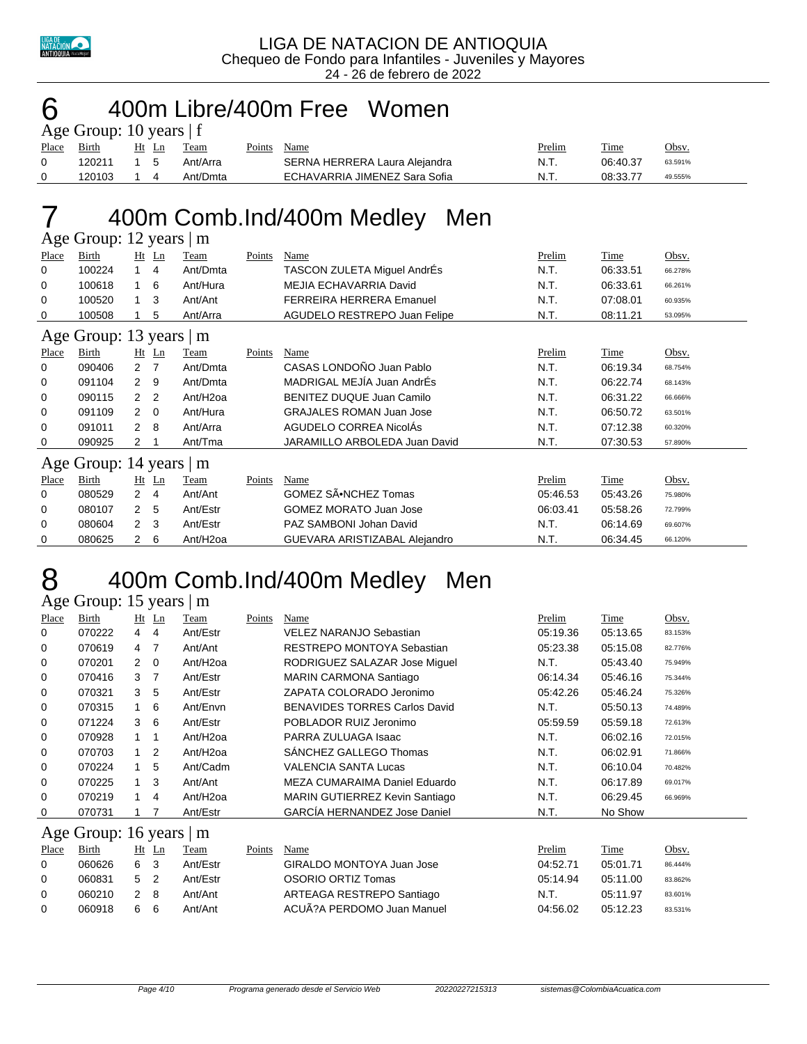LIGA DE NATACION DE ANTIOQUIA
Chequeo de Fondo para Infantiles - Juveniles y Mayores
24 - 26 de febrero de 2022

# 6 400m Libre/400m Free Women

## Age Group: 10 years | f

| Place | Birth | Ht | Ln | Team | Points | Name | Prelim | Time | Obsv. |
|---|---|---|---|---|---|---|---|---|---|
| 0 | 120211 | 1 | 5 | Ant/Arra | | SERNA HERRERA Laura Alejandra | N.T. | 06:40.37 | 63.591% |
| 0 | 120103 | 1 | 4 | Ant/Dmta | | ECHAVARRIA JIMENEZ Sara Sofia | N.T. | 08:33.77 | 49.555% |

# 7 400m Comb.Ind/400m Medley Men

## Age Group: 12 years | m

| Place | Birth | Ht | Ln | Team | Points | Name | Prelim | Time | Obsv. |
|---|---|---|---|---|---|---|---|---|---|
| 0 | 100224 | 1 | 4 | Ant/Dmta | | TASCON ZULETA Miguel AndrÉs | N.T. | 06:33.51 | 66.278% |
| 0 | 100618 | 1 | 6 | Ant/Hura | | MEJIA ECHAVARRIA David | N.T. | 06:33.61 | 66.261% |
| 0 | 100520 | 1 | 3 | Ant/Ant | | FERREIRA HERRERA Emanuel | N.T. | 07:08.01 | 60.935% |
| 0 | 100508 | 1 | 5 | Ant/Arra | | AGUDELO RESTREPO Juan Felipe | N.T. | 08:11.21 | 53.095% |

## Age Group: 13 years | m

| Place | Birth | Ht | Ln | Team | Points | Name | Prelim | Time | Obsv. |
|---|---|---|---|---|---|---|---|---|---|
| 0 | 090406 | 2 | 7 | Ant/Dmta | | CASAS LONDOÑO Juan Pablo | N.T. | 06:19.34 | 68.754% |
| 0 | 091104 | 2 | 9 | Ant/Dmta | | MADRIGAL MEJÍA Juan AndrÉs | N.T. | 06:22.74 | 68.143% |
| 0 | 090115 | 2 | 2 | Ant/H2oa | | BENITEZ DUQUE Juan Camilo | N.T. | 06:31.22 | 66.666% |
| 0 | 091109 | 2 | 0 | Ant/Hura | | GRAJALES ROMAN Juan Jose | N.T. | 06:50.72 | 63.501% |
| 0 | 091011 | 2 | 8 | Ant/Arra | | AGUDELO CORREA NicolÁs | N.T. | 07:12.38 | 60.320% |
| 0 | 090925 | 2 | 1 | Ant/Tma | | JARAMILLO ARBOLEDA Juan David | N.T. | 07:30.53 | 57.890% |

## Age Group: 14 years | m

| Place | Birth | Ht | Ln | Team | Points | Name | Prelim | Time | Obsv. |
|---|---|---|---|---|---|---|---|---|---|
| 0 | 080529 | 2 | 4 | Ant/Ant | | GOMEZ SÃ•NCHEZ Tomas | 05:46.53 | 05:43.26 | 75.980% |
| 0 | 080107 | 2 | 5 | Ant/Estr | | GOMEZ MORATO Juan Jose | 06:03.41 | 05:58.26 | 72.799% |
| 0 | 080604 | 2 | 3 | Ant/Estr | | PAZ SAMBONI Johan David | N.T. | 06:14.69 | 69.607% |
| 0 | 080625 | 2 | 6 | Ant/H2oa | | GUEVARA ARISTIZABAL Alejandro | N.T. | 06:34.45 | 66.120% |

# 8 400m Comb.Ind/400m Medley Men

## Age Group: 15 years | m

| Place | Birth | Ht | Ln | Team | Points | Name | Prelim | Time | Obsv. |
|---|---|---|---|---|---|---|---|---|---|
| 0 | 070222 | 4 | 4 | Ant/Estr | | VELEZ NARANJO Sebastian | 05:19.36 | 05:13.65 | 83.153% |
| 0 | 070619 | 4 | 7 | Ant/Ant | | RESTREPO MONTOYA Sebastian | 05:23.38 | 05:15.08 | 82.776% |
| 0 | 070201 | 2 | 0 | Ant/H2oa | | RODRIGUEZ SALAZAR Jose Miguel | N.T. | 05:43.40 | 75.949% |
| 0 | 070416 | 3 | 7 | Ant/Estr | | MARIN CARMONA Santiago | 06:14.34 | 05:46.16 | 75.344% |
| 0 | 070321 | 3 | 5 | Ant/Estr | | ZAPATA COLORADO Jeronimo | 05:42.26 | 05:46.24 | 75.326% |
| 0 | 070315 | 1 | 6 | Ant/Envn | | BENAVIDES TORRES Carlos David | N.T. | 05:50.13 | 74.489% |
| 0 | 071224 | 3 | 6 | Ant/Estr | | POBLADOR RUIZ Jeronimo | 05:59.59 | 05:59.18 | 72.613% |
| 0 | 070928 | 1 | 1 | Ant/H2oa | | PARRA ZULUAGA Isaac | N.T. | 06:02.16 | 72.015% |
| 0 | 070703 | 1 | 2 | Ant/H2oa | | SÁNCHEZ GALLEGO Thomas | N.T. | 06:02.91 | 71.866% |
| 0 | 070224 | 1 | 5 | Ant/Cadm | | VALENCIA SANTA Lucas | N.T. | 06:10.04 | 70.482% |
| 0 | 070225 | 1 | 3 | Ant/Ant | | MEZA CUMARAIMA Daniel Eduardo | N.T. | 06:17.89 | 69.017% |
| 0 | 070219 | 1 | 4 | Ant/H2oa | | MARIN GUTIERREZ Kevin Santiago | N.T. | 06:29.45 | 66.969% |
| 0 | 070731 | 1 | 7 | Ant/Estr | | GARCÍA HERNANDEZ Jose Daniel | N.T. | No Show | |

## Age Group: 16 years | m

| Place | Birth | Ht | Ln | Team | Points | Name | Prelim | Time | Obsv. |
|---|---|---|---|---|---|---|---|---|---|
| 0 | 060626 | 6 | 3 | Ant/Estr | | GIRALDO MONTOYA Juan Jose | 04:52.71 | 05:01.71 | 86.444% |
| 0 | 060831 | 5 | 2 | Ant/Estr | | OSORIO ORTIZ Tomas | 05:14.94 | 05:11.00 | 83.862% |
| 0 | 060210 | 2 | 8 | Ant/Ant | | ARTEAGA RESTREPO Santiago | N.T. | 05:11.97 | 83.601% |
| 0 | 060918 | 6 | 6 | Ant/Ant | | ACUÃ?A PERDOMO Juan Manuel | 04:56.02 | 05:12.23 | 83.531% |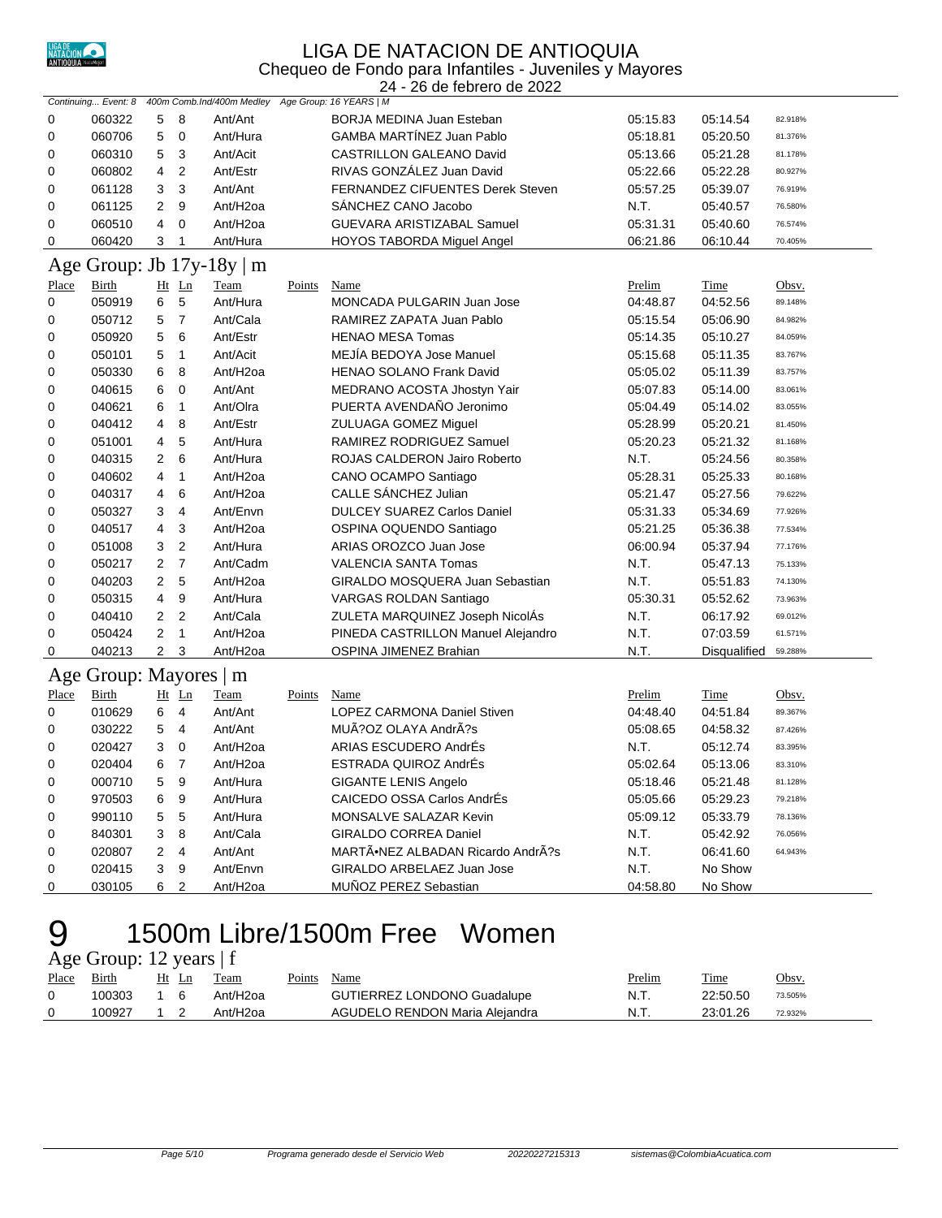# LIGA DE NATACION DE ANTIOQUIA

Chequeo de Fondo para Infantiles - Juveniles y Mayores

24 - 26 de febrero de 2022

*Continuing... Event: 8 400m Comb.Ind/400m Medley Age Group: 16 YEARS | M*

| Place | Birth | Ht | Ln | Team | Points | Name | Prelim | Time | Obsv. |
|---|---|---|---|---|---|---|---|---|---|
| 0 | 060322 | 5 | 8 | Ant/Ant | | BORJA MEDINA Juan Esteban | 05:15.83 | 05:14.54 | 82.918% |
| 0 | 060706 | 5 | 0 | Ant/Hura | | GAMBA MARTÍNEZ Juan Pablo | 05:18.81 | 05:20.50 | 81.376% |
| 0 | 060310 | 5 | 3 | Ant/Acit | | CASTRILLON GALEANO David | 05:13.66 | 05:21.28 | 81.178% |
| 0 | 060802 | 4 | 2 | Ant/Estr | | RIVAS GONZÁLEZ Juan David | 05:22.66 | 05:22.28 | 80.927% |
| 0 | 061128 | 3 | 3 | Ant/Ant | | FERNANDEZ CIFUENTES Derek Steven | 05:57.25 | 05:39.07 | 76.919% |
| 0 | 061125 | 2 | 9 | Ant/H2oa | | SÁNCHEZ CANO Jacobo | N.T. | 05:40.57 | 76.580% |
| 0 | 060510 | 4 | 0 | Ant/H2oa | | GUEVARA ARISTIZABAL Samuel | 05:31.31 | 05:40.60 | 76.574% |
| 0 | 060420 | 3 | 1 | Ant/Hura | | HOYOS TABORDA Miguel Angel | 06:21.86 | 06:10.44 | 70.405% |

## Age Group: Jb 17y-18y | m

| Place | Birth | Ht | Ln | Team | Points | Name | Prelim | Time | Obsv. |
|---|---|---|---|---|---|---|---|---|---|
| 0 | 050919 | 6 | 5 | Ant/Hura | | MONCADA PULGARIN Juan Jose | 04:48.87 | 04:52.56 | 89.148% |
| 0 | 050712 | 5 | 7 | Ant/Cala | | RAMIREZ ZAPATA Juan Pablo | 05:15.54 | 05:06.90 | 84.982% |
| 0 | 050920 | 5 | 6 | Ant/Estr | | HENAO MESA Tomas | 05:14.35 | 05:10.27 | 84.059% |
| 0 | 050101 | 5 | 1 | Ant/Acit | | MEJÍA BEDOYA Jose Manuel | 05:15.68 | 05:11.35 | 83.767% |
| 0 | 050330 | 6 | 8 | Ant/H2oa | | HENAO SOLANO Frank David | 05:05.02 | 05:11.39 | 83.757% |
| 0 | 040615 | 6 | 0 | Ant/Ant | | MEDRANO ACOSTA Jhostyn Yair | 05:07.83 | 05:14.00 | 83.061% |
| 0 | 040621 | 6 | 1 | Ant/Olra | | PUERTA AVENDAÑO Jeronimo | 05:04.49 | 05:14.02 | 83.055% |
| 0 | 040412 | 4 | 8 | Ant/Estr | | ZULUAGA GOMEZ Miguel | 05:28.99 | 05:20.21 | 81.450% |
| 0 | 051001 | 4 | 5 | Ant/Hura | | RAMIREZ RODRIGUEZ Samuel | 05:20.23 | 05:21.32 | 81.168% |
| 0 | 040315 | 2 | 6 | Ant/Hura | | ROJAS CALDERON Jairo Roberto | N.T. | 05:24.56 | 80.358% |
| 0 | 040602 | 4 | 1 | Ant/H2oa | | CANO OCAMPO Santiago | 05:28.31 | 05:25.33 | 80.168% |
| 0 | 040317 | 4 | 6 | Ant/H2oa | | CALLE SÁNCHEZ Julian | 05:21.47 | 05:27.56 | 79.622% |
| 0 | 050327 | 3 | 4 | Ant/Envn | | DULCEY SUAREZ Carlos Daniel | 05:31.33 | 05:34.69 | 77.926% |
| 0 | 040517 | 4 | 3 | Ant/H2oa | | OSPINA OQUENDO Santiago | 05:21.25 | 05:36.38 | 77.534% |
| 0 | 051008 | 3 | 2 | Ant/Hura | | ARIAS OROZCO Juan Jose | 06:00.94 | 05:37.94 | 77.176% |
| 0 | 050217 | 2 | 7 | Ant/Cadm | | VALENCIA SANTA Tomas | N.T. | 05:47.13 | 75.133% |
| 0 | 040203 | 2 | 5 | Ant/H2oa | | GIRALDO MOSQUERA Juan Sebastian | N.T. | 05:51.83 | 74.130% |
| 0 | 050315 | 4 | 9 | Ant/Hura | | VARGAS ROLDAN Santiago | 05:30.31 | 05:52.62 | 73.963% |
| 0 | 040410 | 2 | 2 | Ant/Cala | | ZULETA MARQUINEZ Joseph NicolÁs | N.T. | 06:17.92 | 69.012% |
| 0 | 050424 | 2 | 1 | Ant/H2oa | | PINEDA CASTRILLON Manuel Alejandro | N.T. | 07:03.59 | 61.571% |
| 0 | 040213 | 2 | 3 | Ant/H2oa | | OSPINA JIMENEZ Brahian | N.T. | Disqualified | 59.288% |

## Age Group: Mayores | m

| Place | Birth | Ht | Ln | Team | Points | Name | Prelim | Time | Obsv. |
|---|---|---|---|---|---|---|---|---|---|
| 0 | 010629 | 6 | 4 | Ant/Ant | | LOPEZ CARMONA Daniel Stiven | 04:48.40 | 04:51.84 | 89.367% |
| 0 | 030222 | 5 | 4 | Ant/Ant | | MUÃ?OZ OLAYA AndrÃ?s | 05:08.65 | 04:58.32 | 87.426% |
| 0 | 020427 | 3 | 0 | Ant/H2oa | | ARIAS ESCUDERO AndrÉs | N.T. | 05:12.74 | 83.395% |
| 0 | 020404 | 6 | 7 | Ant/H2oa | | ESTRADA QUIROZ AndrÉs | 05:02.64 | 05:13.06 | 83.310% |
| 0 | 000710 | 5 | 9 | Ant/Hura | | GIGANTE LENIS Angelo | 05:18.46 | 05:21.48 | 81.128% |
| 0 | 970503 | 6 | 9 | Ant/Hura | | CAICEDO OSSA Carlos AndrÉs | 05:05.66 | 05:29.23 | 79.218% |
| 0 | 990110 | 5 | 5 | Ant/Hura | | MONSALVE SALAZAR Kevin | 05:09.12 | 05:33.79 | 78.136% |
| 0 | 840301 | 3 | 8 | Ant/Cala | | GIRALDO CORREA Daniel | N.T. | 05:42.92 | 76.056% |
| 0 | 020807 | 2 | 4 | Ant/Ant | | MARTÃ•NEZ ALBADAN Ricardo AndrÃ?s | N.T. | 06:41.60 | 64.943% |
| 0 | 020415 | 3 | 9 | Ant/Envn | | GIRALDO ARBELAEZ Juan Jose | N.T. | No Show | |
| 0 | 030105 | 6 | 2 | Ant/H2oa | | MUÑOZ PEREZ Sebastian | 04:58.80 | No Show | |

# 9 1500m Libre/1500m Free Women

## Age Group: 12 years | f

| Place | Birth | Ht | Ln | Team | Points | Name | Prelim | Time | Obsv. |
|---|---|---|---|---|---|---|---|---|---|
| 0 | 100303 | 1 | 6 | Ant/H2oa | | GUTIERREZ LONDONO Guadalupe | N.T. | 22:50.50 | 73.505% |
| 0 | 100927 | 1 | 2 | Ant/H2oa | | AGUDELO RENDON Maria Alejandra | N.T. | 23:01.26 | 72.932% |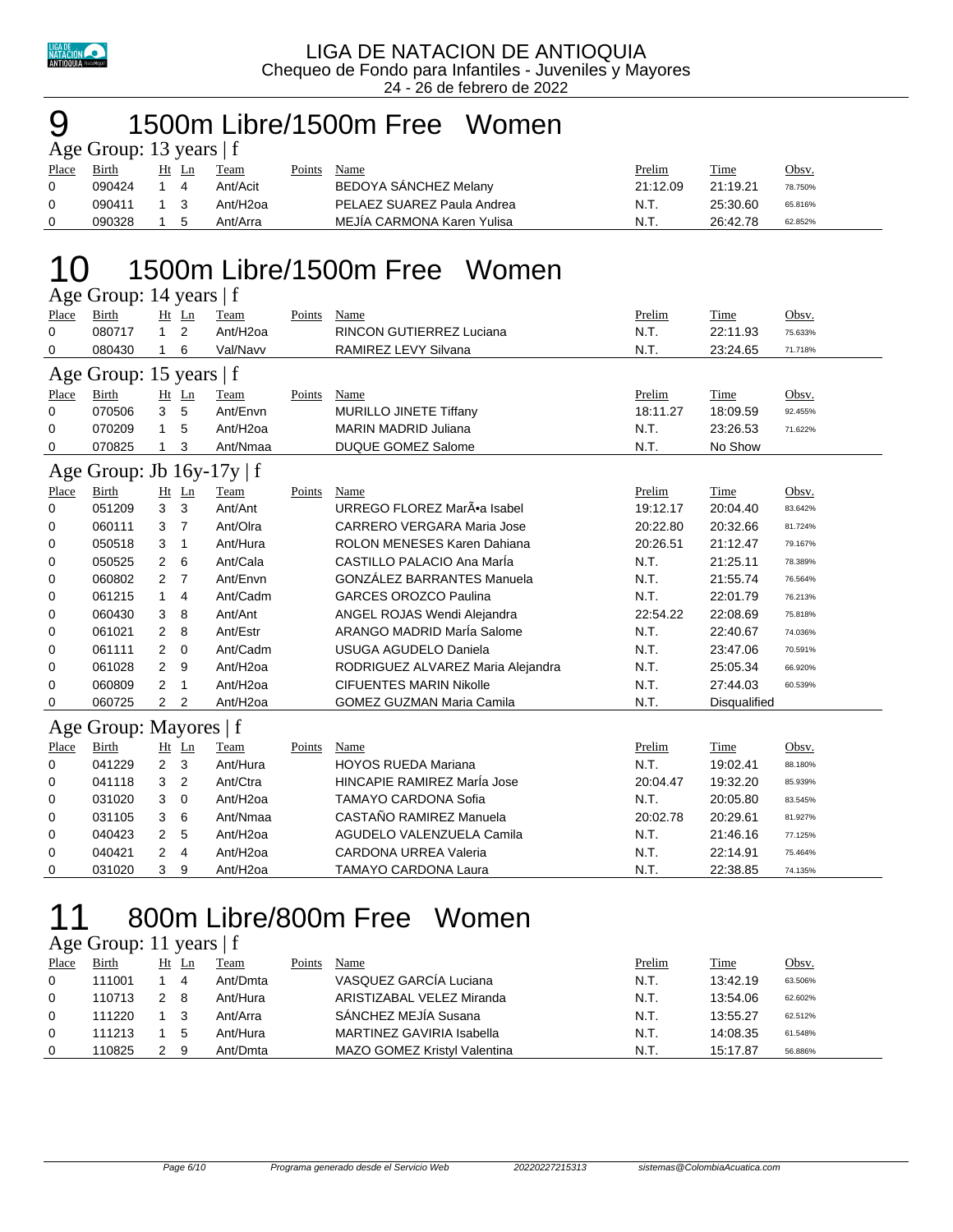LIGA DE NATACION DE ANTIOQUIA
Chequeo de Fondo para Infantiles - Juveniles y Mayores
24 - 26 de febrero de 2022

# 9 1500m Libre/1500m Free Women

### Age Group: 13 years | f

| Place | Birth | Ht | Ln | Team | Points | Name | Prelim | Time | Obsv. |
|---|---|---|---|---|---|---|---|---|---|
| 0 | 090424 | 1 | 4 | Ant/Acit | | BEDOYA SÁNCHEZ Melany | 21:12.09 | 21:19.21 | 78.750% |
| 0 | 090411 | 1 | 3 | Ant/H2oa | | PELAEZ SUAREZ Paula Andrea | N.T. | 25:30.60 | 65.816% |
| 0 | 090328 | 1 | 5 | Ant/Arra | | MEJÍA CARMONA Karen Yulisa | N.T. | 26:42.78 | 62.852% |

# 10 1500m Libre/1500m Free Women

### Age Group: 14 years | f

| Place | Birth | Ht | Ln | Team | Points | Name | Prelim | Time | Obsv. |
|---|---|---|---|---|---|---|---|---|---|
| 0 | 080717 | 1 | 2 | Ant/H2oa | | RINCON GUTIERREZ Luciana | N.T. | 22:11.93 | 75.633% |
| 0 | 080430 | 1 | 6 | Val/Navv | | RAMIREZ LEVY Silvana | N.T. | 23:24.65 | 71.718% |

### Age Group: 15 years | f

| Place | Birth | Ht | Ln | Team | Points | Name | Prelim | Time | Obsv. |
|---|---|---|---|---|---|---|---|---|---|
| 0 | 070506 | 3 | 5 | Ant/Envn | | MURILLO JINETE Tiffany | 18:11.27 | 18:09.59 | 92.455% |
| 0 | 070209 | 1 | 5 | Ant/H2oa | | MARIN MADRID Juliana | N.T. | 23:26.53 | 71.622% |
| 0 | 070825 | 1 | 3 | Ant/Nmaa | | DUQUE GOMEZ Salome | N.T. | No Show | |

### Age Group: Jb 16y-17y | f

| Place | Birth | Ht | Ln | Team | Points | Name | Prelim | Time | Obsv. |
|---|---|---|---|---|---|---|---|---|---|
| 0 | 051209 | 3 | 3 | Ant/Ant | | URREGO FLOREZ MarÃ•a Isabel | 19:12.17 | 20:04.40 | 83.642% |
| 0 | 060111 | 3 | 7 | Ant/Olra | | CARRERO VERGARA Maria Jose | 20:22.80 | 20:32.66 | 81.724% |
| 0 | 050518 | 3 | 1 | Ant/Hura | | ROLON MENESES Karen Dahiana | 20:26.51 | 21:12.47 | 79.167% |
| 0 | 050525 | 2 | 6 | Ant/Cala | | CASTILLO PALACIO Ana MarÍa | N.T. | 21:25.11 | 78.389% |
| 0 | 060802 | 2 | 7 | Ant/Envn | | GONZÁLEZ BARRANTES Manuela | N.T. | 21:55.74 | 76.564% |
| 0 | 061215 | 1 | 4 | Ant/Cadm | | GARCES OROZCO Paulina | N.T. | 22:01.79 | 76.213% |
| 0 | 060430 | 3 | 8 | Ant/Ant | | ANGEL ROJAS Wendi Alejandra | 22:54.22 | 22:08.69 | 75.818% |
| 0 | 061021 | 2 | 8 | Ant/Estr | | ARANGO MADRID MarÍa Salome | N.T. | 22:40.67 | 74.036% |
| 0 | 061111 | 2 | 0 | Ant/Cadm | | USUGA AGUDELO Daniela | N.T. | 23:47.06 | 70.591% |
| 0 | 061028 | 2 | 9 | Ant/H2oa | | RODRIGUEZ ALVAREZ Maria Alejandra | N.T. | 25:05.34 | 66.920% |
| 0 | 060809 | 2 | 1 | Ant/H2oa | | CIFUENTES MARIN Nikolle | N.T. | 27:44.03 | 60.539% |
| 0 | 060725 | 2 | 2 | Ant/H2oa | | GOMEZ GUZMAN Maria Camila | N.T. | Disqualified | |

### Age Group: Mayores | f

| Place | Birth | Ht | Ln | Team | Points | Name | Prelim | Time | Obsv. |
|---|---|---|---|---|---|---|---|---|---|
| 0 | 041229 | 2 | 3 | Ant/Hura | | HOYOS RUEDA Mariana | N.T. | 19:02.41 | 88.180% |
| 0 | 041118 | 3 | 2 | Ant/Ctra | | HINCAPIE RAMIREZ MarÍa Jose | 20:04.47 | 19:32.20 | 85.939% |
| 0 | 031020 | 3 | 0 | Ant/H2oa | | TAMAYO CARDONA Sofia | N.T. | 20:05.80 | 83.545% |
| 0 | 031105 | 3 | 6 | Ant/Nmaa | | CASTAÑO RAMIREZ Manuela | 20:02.78 | 20:29.61 | 81.927% |
| 0 | 040423 | 2 | 5 | Ant/H2oa | | AGUDELO VALENZUELA Camila | N.T. | 21:46.16 | 77.125% |
| 0 | 040421 | 2 | 4 | Ant/H2oa | | CARDONA URREA Valeria | N.T. | 22:14.91 | 75.464% |
| 0 | 031020 | 3 | 9 | Ant/H2oa | | TAMAYO CARDONA Laura | N.T. | 22:38.85 | 74.135% |

# 11 800m Libre/800m Free Women

### Age Group: 11 years | f

| Place | Birth | Ht | Ln | Team | Points | Name | Prelim | Time | Obsv. |
|---|---|---|---|---|---|---|---|---|---|
| 0 | 111001 | 1 | 4 | Ant/Dmta | | VASQUEZ GARCÍA Luciana | N.T. | 13:42.19 | 63.506% |
| 0 | 110713 | 2 | 8 | Ant/Hura | | ARISTIZABAL VELEZ Miranda | N.T. | 13:54.06 | 62.602% |
| 0 | 111220 | 1 | 3 | Ant/Arra | | SÁNCHEZ MEJÍA Susana | N.T. | 13:55.27 | 62.512% |
| 0 | 111213 | 1 | 5 | Ant/Hura | | MARTINEZ GAVIRIA Isabella | N.T. | 14:08.35 | 61.548% |
| 0 | 110825 | 2 | 9 | Ant/Dmta | | MAZO GOMEZ Kristyl Valentina | N.T. | 15:17.87 | 56.886% |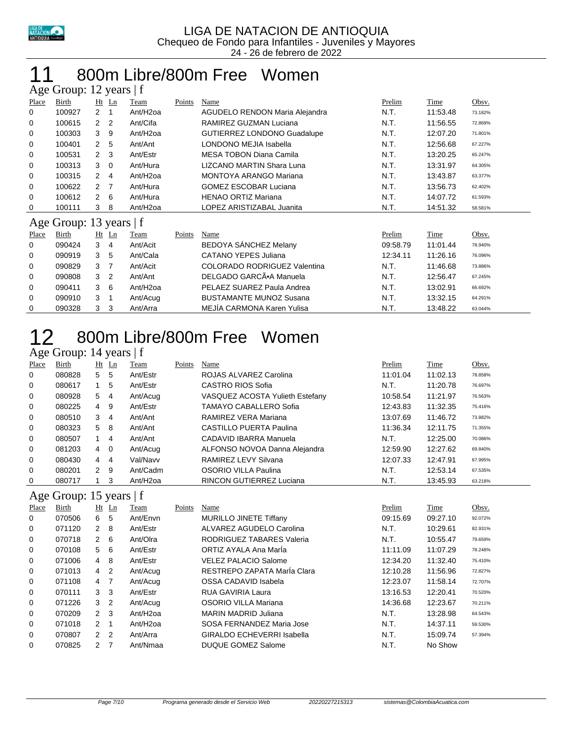LIGA DE NATACION DE ANTIOQUIA
Chequeo de Fondo para Infantiles - Juveniles y Mayores
24 - 26 de febrero de 2022

# 11 800m Libre/800m Free Women

## Age Group: 12 years | f

| Place | Birth | Ht | Ln | Team | Points | Name | Prelim | Time | Obsv. |
|---|---|---|---|---|---|---|---|---|---|
| 0 | 100927 | 2 | 1 | Ant/H2oa | | AGUDELO RENDON Maria Alejandra | N.T. | 11:53.48 | 73.182% |
| 0 | 100615 | 2 | 2 | Ant/Cifa | | RAMIREZ GUZMAN Luciana | N.T. | 11:56.55 | 72.869% |
| 0 | 100303 | 3 | 9 | Ant/H2oa | | GUTIERREZ LONDONO Guadalupe | N.T. | 12:07.20 | 71.801% |
| 0 | 100401 | 2 | 5 | Ant/Ant | | LONDONO MEJIA Isabella | N.T. | 12:56.68 | 67.227% |
| 0 | 100531 | 2 | 3 | Ant/Estr | | MESA TOBON Diana Camila | N.T. | 13:20.25 | 65.247% |
| 0 | 100313 | 3 | 0 | Ant/Hura | | LIZCANO MARTIN Shara Luna | N.T. | 13:31.97 | 64.305% |
| 0 | 100315 | 2 | 4 | Ant/H2oa | | MONTOYA ARANGO Mariana | N.T. | 13:43.87 | 63.377% |
| 0 | 100622 | 2 | 7 | Ant/Hura | | GOMEZ ESCOBAR Luciana | N.T. | 13:56.73 | 62.402% |
| 0 | 100612 | 2 | 6 | Ant/Hura | | HENAO ORTIZ Mariana | N.T. | 14:07.72 | 61.593% |
| 0 | 100111 | 3 | 8 | Ant/H2oa | | LOPEZ ARISTIZABAL Juanita | N.T. | 14:51.32 | 58.581% |

## Age Group: 13 years | f

| Place | Birth | Ht | Ln | Team | Points | Name | Prelim | Time | Obsv. |
|---|---|---|---|---|---|---|---|---|---|
| 0 | 090424 | 3 | 4 | Ant/Acit | | BEDOYA SÁNCHEZ Melany | 09:58.79 | 11:01.44 | 78.940% |
| 0 | 090919 | 3 | 5 | Ant/Cala | | CATANO YEPES Juliana | 12:34.11 | 11:26.16 | 76.096% |
| 0 | 090829 | 3 | 7 | Ant/Acit | | COLORADO RODRIGUEZ Valentina | N.T. | 11:46.68 | 73.886% |
| 0 | 090808 | 3 | 2 | Ant/Ant | | DELGADO GARCÃ•A Manuela | N.T. | 12:56.47 | 67.245% |
| 0 | 090411 | 3 | 6 | Ant/H2oa | | PELAEZ SUAREZ Paula Andrea | N.T. | 13:02.91 | 66.692% |
| 0 | 090910 | 3 | 1 | Ant/Acug | | BUSTAMANTE MUNOZ Susana | N.T. | 13:32.15 | 64.291% |
| 0 | 090328 | 3 | 3 | Ant/Arra | | MEJÍA CARMONA Karen Yulisa | N.T. | 13:48.22 | 63.044% |

# 12 800m Libre/800m Free Women

## Age Group: 14 years | f

| Place | Birth | Ht | Ln | Team | Points | Name | Prelim | Time | Obsv. |
|---|---|---|---|---|---|---|---|---|---|
| 0 | 080828 | 5 | 5 | Ant/Estr | | ROJAS ALVAREZ Carolina | 11:01.04 | 11:02.13 | 78.858% |
| 0 | 080617 | 1 | 5 | Ant/Estr | | CASTRO RIOS Sofia | N.T. | 11:20.78 | 76.697% |
| 0 | 080928 | 5 | 4 | Ant/Acug | | VASQUEZ ACOSTA Yulieth Estefany | 10:58.54 | 11:21.97 | 76.563% |
| 0 | 080225 | 4 | 9 | Ant/Estr | | TAMAYO CABALLERO Sofia | 12:43.83 | 11:32.35 | 75.416% |
| 0 | 080510 | 3 | 4 | Ant/Ant | | RAMIREZ VERA Mariana | 13:07.69 | 11:46.72 | 73.882% |
| 0 | 080323 | 5 | 8 | Ant/Ant | | CASTILLO PUERTA Paulina | 11:36.34 | 12:11.75 | 71.355% |
| 0 | 080507 | 1 | 4 | Ant/Ant | | CADAVID IBARRA Manuela | N.T. | 12:25.00 | 70.086% |
| 0 | 081203 | 4 | 0 | Ant/Acug | | ALFONSO NOVOA Danna Alejandra | 12:59.90 | 12:27.62 | 69.840% |
| 0 | 080430 | 4 | 4 | Val/Navv | | RAMIREZ LEVY Silvana | 12:07.33 | 12:47.91 | 67.995% |
| 0 | 080201 | 2 | 9 | Ant/Cadm | | OSORIO VILLA Paulina | N.T. | 12:53.14 | 67.535% |
| 0 | 080717 | 1 | 3 | Ant/H2oa | | RINCON GUTIERREZ Luciana | N.T. | 13:45.93 | 63.218% |

## Age Group: 15 years | f

| Place | Birth | Ht | Ln | Team | Points | Name | Prelim | Time | Obsv. |
|---|---|---|---|---|---|---|---|---|---|
| 0 | 070506 | 6 | 5 | Ant/Envn | | MURILLO JINETE Tiffany | 09:15.69 | 09:27.10 | 92.072% |
| 0 | 071120 | 2 | 8 | Ant/Estr | | ALVAREZ AGUDELO Carolina | N.T. | 10:29.61 | 82.931% |
| 0 | 070718 | 2 | 6 | Ant/Olra | | RODRIGUEZ TABARES Valeria | N.T. | 10:55.47 | 79.659% |
| 0 | 070108 | 5 | 6 | Ant/Estr | | ORTIZ AYALA Ana MarÍa | 11:11.09 | 11:07.29 | 78.248% |
| 0 | 071006 | 4 | 8 | Ant/Estr | | VELEZ PALACIO Salome | 12:34.20 | 11:32.40 | 75.410% |
| 0 | 071013 | 4 | 2 | Ant/Acug | | RESTREPO ZAPATA MarÍa Clara | 12:10.28 | 11:56.96 | 72.827% |
| 0 | 071108 | 4 | 7 | Ant/Acug | | OSSA CADAVID Isabela | 12:23.07 | 11:58.14 | 72.707% |
| 0 | 070111 | 3 | 3 | Ant/Estr | | RUA GAVIRIA Laura | 13:16.53 | 12:20.41 | 70.520% |
| 0 | 071226 | 3 | 2 | Ant/Acug | | OSORIO VILLA Mariana | 14:36.68 | 12:23.67 | 70.211% |
| 0 | 070209 | 2 | 3 | Ant/H2oa | | MARIN MADRID Juliana | N.T. | 13:28.98 | 64.543% |
| 0 | 071018 | 2 | 1 | Ant/H2oa | | SOSA FERNANDEZ Maria Jose | N.T. | 14:37.11 | 59.530% |
| 0 | 070807 | 2 | 2 | Ant/Arra | | GIRALDO ECHEVERRI Isabella | N.T. | 15:09.74 | 57.394% |
| 0 | 070825 | 2 | 7 | Ant/Nmaa | | DUQUE GOMEZ Salome | N.T. | No Show | |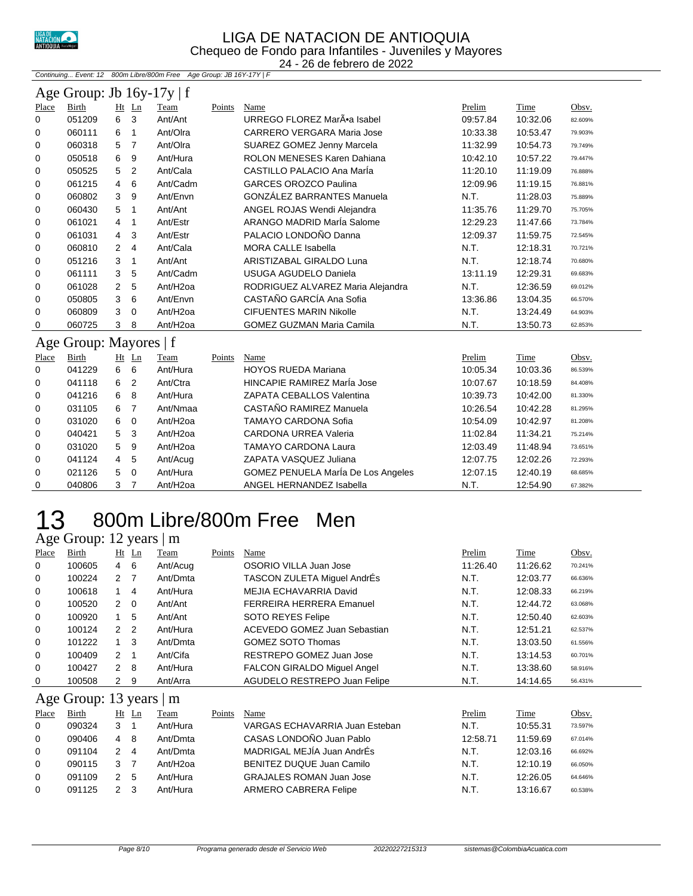# LIGA DE NATACION DE ANTIOQUIA

Chequeo de Fondo para Infantiles - Juveniles y Mayores

24 - 26 de febrero de 2022

*Continuing... Event: 12 800m Libre/800m Free Age Group: JB 16Y-17Y | F*

## Age Group: Jb 16y-17y | f

| Place | Birth | Ht | Ln | Team | Points | Name | Prelim | Time | Obsv. |
|---|---|---|---|---|---|---|---|---|---|
| 0 | 051209 | 6 | 3 | Ant/Ant | | URREGO FLOREZ MarÃ•a Isabel | 09:57.84 | 10:32.06 | 82.609% |
| 0 | 060111 | 6 | 1 | Ant/Olra | | CARRERO VERGARA Maria Jose | 10:33.38 | 10:53.47 | 79.903% |
| 0 | 060318 | 5 | 7 | Ant/Olra | | SUAREZ GOMEZ Jenny Marcela | 11:32.99 | 10:54.73 | 79.749% |
| 0 | 050518 | 6 | 9 | Ant/Hura | | ROLON MENESES Karen Dahiana | 10:42.10 | 10:57.22 | 79.447% |
| 0 | 050525 | 5 | 2 | Ant/Cala | | CASTILLO PALACIO Ana MarÍa | 11:20.10 | 11:19.09 | 76.888% |
| 0 | 061215 | 4 | 6 | Ant/Cadm | | GARCES OROZCO Paulina | 12:09.96 | 11:19.15 | 76.881% |
| 0 | 060802 | 3 | 9 | Ant/Envn | | GONZÁLEZ BARRANTES Manuela | N.T. | 11:28.03 | 75.889% |
| 0 | 060430 | 5 | 1 | Ant/Ant | | ANGEL ROJAS Wendi Alejandra | 11:35.76 | 11:29.70 | 75.705% |
| 0 | 061021 | 4 | 1 | Ant/Estr | | ARANGO MADRID MarÍa Salome | 12:29.23 | 11:47.66 | 73.784% |
| 0 | 061031 | 4 | 3 | Ant/Estr | | PALACIO LONDOÑO Danna | 12:09.37 | 11:59.75 | 72.545% |
| 0 | 060810 | 2 | 4 | Ant/Cala | | MORA CALLE Isabella | N.T. | 12:18.31 | 70.721% |
| 0 | 051216 | 3 | 1 | Ant/Ant | | ARISTIZABAL GIRALDO Luna | N.T. | 12:18.74 | 70.680% |
| 0 | 061111 | 3 | 5 | Ant/Cadm | | USUGA AGUDELO Daniela | 13:11.19 | 12:29.31 | 69.683% |
| 0 | 061028 | 2 | 5 | Ant/H2oa | | RODRIGUEZ ALVAREZ Maria Alejandra | N.T. | 12:36.59 | 69.012% |
| 0 | 050805 | 3 | 6 | Ant/Envn | | CASTAÑO GARCÍA Ana Sofia | 13:36.86 | 13:04.35 | 66.570% |
| 0 | 060809 | 3 | 0 | Ant/H2oa | | CIFUENTES MARIN Nikolle | N.T. | 13:24.49 | 64.903% |
| 0 | 060725 | 3 | 8 | Ant/H2oa | | GOMEZ GUZMAN Maria Camila | N.T. | 13:50.73 | 62.853% |

## Age Group: Mayores | f

| Place | Birth | Ht | Ln | Team | Points | Name | Prelim | Time | Obsv. |
|---|---|---|---|---|---|---|---|---|---|
| 0 | 041229 | 6 | 6 | Ant/Hura | | HOYOS RUEDA Mariana | 10:05.34 | 10:03.36 | 86.539% |
| 0 | 041118 | 6 | 2 | Ant/Ctra | | HINCAPIE RAMIREZ MarÍa Jose | 10:07.67 | 10:18.59 | 84.408% |
| 0 | 041216 | 6 | 8 | Ant/Hura | | ZAPATA CEBALLOS Valentina | 10:39.73 | 10:42.00 | 81.330% |
| 0 | 031105 | 6 | 7 | Ant/Nmaa | | CASTAÑO RAMIREZ Manuela | 10:26.54 | 10:42.28 | 81.295% |
| 0 | 031020 | 6 | 0 | Ant/H2oa | | TAMAYO CARDONA Sofia | 10:54.09 | 10:42.97 | 81.208% |
| 0 | 040421 | 5 | 3 | Ant/H2oa | | CARDONA URREA Valeria | 11:02.84 | 11:34.21 | 75.214% |
| 0 | 031020 | 5 | 9 | Ant/H2oa | | TAMAYO CARDONA Laura | 12:03.49 | 11:48.94 | 73.651% |
| 0 | 041124 | 4 | 5 | Ant/Acug | | ZAPATA VASQUEZ Juliana | 12:07.75 | 12:02.26 | 72.293% |
| 0 | 021126 | 5 | 0 | Ant/Hura | | GOMEZ PENUELA MarÍa De Los Angeles | 12:07.15 | 12:40.19 | 68.685% |
| 0 | 040806 | 3 | 7 | Ant/H2oa | | ANGEL HERNANDEZ Isabella | N.T. | 12:54.90 | 67.382% |

# 13 800m Libre/800m Free Men

## Age Group: 12 years | m

| Place | Birth | Ht | Ln | Team | Points | Name | Prelim | Time | Obsv. |
|---|---|---|---|---|---|---|---|---|---|
| 0 | 100605 | 4 | 6 | Ant/Acug | | OSORIO VILLA Juan Jose | 11:26.40 | 11:26.62 | 70.241% |
| 0 | 100224 | 2 | 7 | Ant/Dmta | | TASCON ZULETA Miguel AndrÉs | N.T. | 12:03.77 | 66.636% |
| 0 | 100618 | 1 | 4 | Ant/Hura | | MEJIA ECHAVARRIA David | N.T. | 12:08.33 | 66.219% |
| 0 | 100520 | 2 | 0 | Ant/Ant | | FERREIRA HERRERA Emanuel | N.T. | 12:44.72 | 63.068% |
| 0 | 100920 | 1 | 5 | Ant/Ant | | SOTO REYES Felipe | N.T. | 12:50.40 | 62.603% |
| 0 | 100124 | 2 | 2 | Ant/Hura | | ACEVEDO GOMEZ Juan Sebastian | N.T. | 12:51.21 | 62.537% |
| 0 | 101222 | 1 | 3 | Ant/Dmta | | GOMEZ SOTO Thomas | N.T. | 13:03.50 | 61.556% |
| 0 | 100409 | 2 | 1 | Ant/Cifa | | RESTREPO GOMEZ Juan Jose | N.T. | 13:14.53 | 60.701% |
| 0 | 100427 | 2 | 8 | Ant/Hura | | FALCON GIRALDO Miguel Angel | N.T. | 13:38.60 | 58.916% |
| 0 | 100508 | 2 | 9 | Ant/Arra | | AGUDELO RESTREPO Juan Felipe | N.T. | 14:14.65 | 56.431% |

## Age Group: 13 years | m

| Place | Birth | Ht | Ln | Team | Points | Name | Prelim | Time | Obsv. |
|---|---|---|---|---|---|---|---|---|---|
| 0 | 090324 | 3 | 1 | Ant/Hura | | VARGAS ECHAVARRIA Juan Esteban | N.T. | 10:55.31 | 73.597% |
| 0 | 090406 | 4 | 8 | Ant/Dmta | | CASAS LONDOÑO Juan Pablo | 12:58.71 | 11:59.69 | 67.014% |
| 0 | 091104 | 2 | 4 | Ant/Dmta | | MADRIGAL MEJÍA Juan AndrÉs | N.T. | 12:03.16 | 66.692% |
| 0 | 090115 | 3 | 7 | Ant/H2oa | | BENITEZ DUQUE Juan Camilo | N.T. | 12:10.19 | 66.050% |
| 0 | 091109 | 2 | 5 | Ant/Hura | | GRAJALES ROMAN Juan Jose | N.T. | 12:26.05 | 64.646% |
| 0 | 091125 | 2 | 3 | Ant/Hura | | ARMERO CABRERA Felipe | N.T. | 13:16.67 | 60.538% |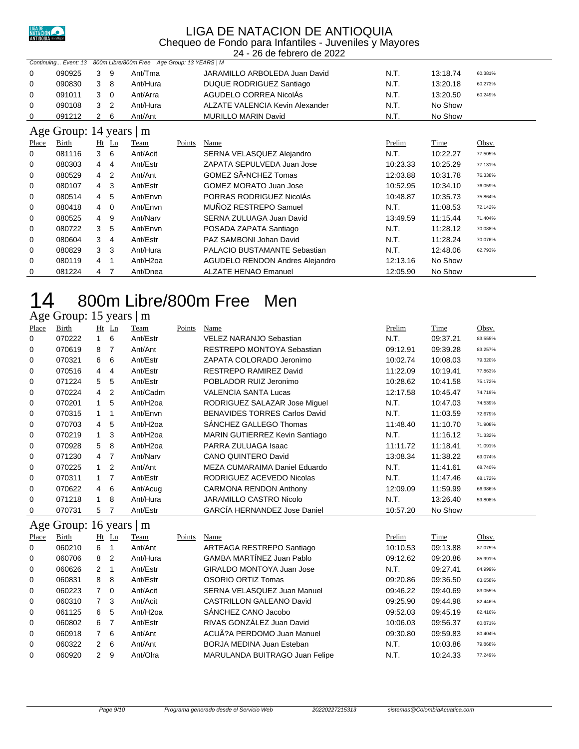# LIGA DE NATACION DE ANTIOQUIA

Chequeo de Fondo para Infantiles - Juveniles y Mayores

24 - 26 de febrero de 2022

*Continuing... Event: 13 800m Libre/800m Free Age Group: 13 YEARS | M*

| Place | Birth | Ht | Ln | Team | Points | Name | Prelim | Time | Obsv. |
|---|---|---|---|---|---|---|---|---|---|
| 0 | 090925 | 3 | 9 | Ant/Tma | | JARAMILLO ARBOLEDA Juan David | N.T. | 13:18.74 | 60.381% |
| 0 | 090830 | 3 | 8 | Ant/Hura | | DUQUE RODRIGUEZ Santiago | N.T. | 13:20.18 | 60.273% |
| 0 | 091011 | 3 | 0 | Ant/Arra | | AGUDELO CORREA NicolÁs | N.T. | 13:20.50 | 60.249% |
| 0 | 090108 | 3 | 2 | Ant/Hura | | ALZATE VALENCIA Kevin Alexander | N.T. | No Show | |
| 0 | 091212 | 2 | 6 | Ant/Ant | | MURILLO MARIN David | N.T. | No Show | |

## Age Group: 14 years | m

| Place | Birth | Ht | Ln | Team | Points | Name | Prelim | Time | Obsv. |
|---|---|---|---|---|---|---|---|---|---|
| 0 | 081116 | 3 | 6 | Ant/Acit | | SERNA VELASQUEZ Alejandro | N.T. | 10:22.27 | 77.505% |
| 0 | 080303 | 4 | 4 | Ant/Estr | | ZAPATA SEPULVEDA Juan Jose | 10:23.33 | 10:25.29 | 77.131% |
| 0 | 080529 | 4 | 2 | Ant/Ant | | GOMEZ SÃ•NCHEZ Tomas | 12:03.88 | 10:31.78 | 76.338% |
| 0 | 080107 | 4 | 3 | Ant/Estr | | GOMEZ MORATO Juan Jose | 10:52.95 | 10:34.10 | 76.059% |
| 0 | 080514 | 4 | 5 | Ant/Envn | | PORRAS RODRIGUEZ NicolÁs | 10:48.87 | 10:35.73 | 75.864% |
| 0 | 080418 | 4 | 0 | Ant/Envn | | MUÑOZ RESTREPO Samuel | N.T. | 11:08.53 | 72.142% |
| 0 | 080525 | 4 | 9 | Ant/Narv | | SERNA ZULUAGA Juan David | 13:49.59 | 11:15.44 | 71.404% |
| 0 | 080722 | 3 | 5 | Ant/Envn | | POSADA ZAPATA Santiago | N.T. | 11:28.12 | 70.088% |
| 0 | 080604 | 3 | 4 | Ant/Estr | | PAZ SAMBONI Johan David | N.T. | 11:28.24 | 70.076% |
| 0 | 080829 | 3 | 3 | Ant/Hura | | PALACIO BUSTAMANTE Sebastian | N.T. | 12:48.06 | 62.793% |
| 0 | 080119 | 4 | 1 | Ant/H2oa | | AGUDELO RENDON Andres Alejandro | 12:13.16 | No Show | |
| 0 | 081224 | 4 | 7 | Ant/Dnea | | ALZATE HENAO Emanuel | 12:05.90 | No Show | |

# 14 800m Libre/800m Free Men

## Age Group: 15 years | m

| Place | Birth | Ht | Ln | Team | Points | Name | Prelim | Time | Obsv. |
|---|---|---|---|---|---|---|---|---|---|
| 0 | 070222 | 1 | 6 | Ant/Estr | | VELEZ NARANJO Sebastian | N.T. | 09:37.21 | 83.555% |
| 0 | 070619 | 8 | 7 | Ant/Ant | | RESTREPO MONTOYA Sebastian | 09:12.91 | 09:39.28 | 83.257% |
| 0 | 070321 | 6 | 6 | Ant/Estr | | ZAPATA COLORADO Jeronimo | 10:02.74 | 10:08.03 | 79.320% |
| 0 | 070516 | 4 | 4 | Ant/Estr | | RESTREPO RAMIREZ David | 11:22.09 | 10:19.41 | 77.863% |
| 0 | 071224 | 5 | 5 | Ant/Estr | | POBLADOR RUIZ Jeronimo | 10:28.62 | 10:41.58 | 75.172% |
| 0 | 070224 | 4 | 2 | Ant/Cadm | | VALENCIA SANTA Lucas | 12:17.58 | 10:45.47 | 74.719% |
| 0 | 070201 | 1 | 5 | Ant/H2oa | | RODRIGUEZ SALAZAR Jose Miguel | N.T. | 10:47.03 | 74.539% |
| 0 | 070315 | 1 | 1 | Ant/Envn | | BENAVIDES TORRES Carlos David | N.T. | 11:03.59 | 72.679% |
| 0 | 070703 | 4 | 5 | Ant/H2oa | | SÁNCHEZ GALLEGO Thomas | 11:48.40 | 11:10.70 | 71.908% |
| 0 | 070219 | 1 | 3 | Ant/H2oa | | MARIN GUTIERREZ Kevin Santiago | N.T. | 11:16.12 | 71.332% |
| 0 | 070928 | 5 | 8 | Ant/H2oa | | PARRA ZULUAGA Isaac | 11:11.72 | 11:18.41 | 71.091% |
| 0 | 071230 | 4 | 7 | Ant/Narv | | CANO QUINTERO David | 13:08.34 | 11:38.22 | 69.074% |
| 0 | 070225 | 1 | 2 | Ant/Ant | | MEZA CUMARAIMA Daniel Eduardo | N.T. | 11:41.61 | 68.740% |
| 0 | 070311 | 1 | 7 | Ant/Estr | | RODRIGUEZ ACEVEDO Nicolas | N.T. | 11:47.46 | 68.172% |
| 0 | 070622 | 4 | 6 | Ant/Acug | | CARMONA RENDON Anthony | 12:09.09 | 11:59.99 | 66.986% |
| 0 | 071218 | 1 | 8 | Ant/Hura | | JARAMILLO CASTRO Nicolo | N.T. | 13:26.40 | 59.808% |
| 0 | 070731 | 5 | 7 | Ant/Estr | | GARCÍA HERNANDEZ Jose Daniel | 10:57.20 | No Show | |

## Age Group: 16 years | m

| Place | Birth | Ht | Ln | Team | Points | Name | Prelim | Time | Obsv. |
|---|---|---|---|---|---|---|---|---|---|
| 0 | 060210 | 6 | 1 | Ant/Ant | | ARTEAGA RESTREPO Santiago | 10:10.53 | 09:13.88 | 87.075% |
| 0 | 060706 | 8 | 2 | Ant/Hura | | GAMBA MARTÍNEZ Juan Pablo | 09:12.62 | 09:20.86 | 85.991% |
| 0 | 060626 | 2 | 1 | Ant/Estr | | GIRALDO MONTOYA Juan Jose | N.T. | 09:27.41 | 84.999% |
| 0 | 060831 | 8 | 8 | Ant/Estr | | OSORIO ORTIZ Tomas | 09:20.86 | 09:36.50 | 83.658% |
| 0 | 060223 | 7 | 0 | Ant/Acit | | SERNA VELASQUEZ Juan Manuel | 09:46.22 | 09:40.69 | 83.055% |
| 0 | 060310 | 7 | 3 | Ant/Acit | | CASTRILLON GALEANO David | 09:25.90 | 09:44.98 | 82.446% |
| 0 | 061125 | 6 | 5 | Ant/H2oa | | SÁNCHEZ CANO Jacobo | 09:52.03 | 09:45.19 | 82.416% |
| 0 | 060802 | 6 | 7 | Ant/Estr | | RIVAS GONZÁLEZ Juan David | 10:06.03 | 09:56.37 | 80.871% |
| 0 | 060918 | 7 | 6 | Ant/Ant | | ACUÃ?A PERDOMO Juan Manuel | 09:30.80 | 09:59.83 | 80.404% |
| 0 | 060322 | 2 | 6 | Ant/Ant | | BORJA MEDINA Juan Esteban | N.T. | 10:03.86 | 79.868% |
| 0 | 060920 | 2 | 9 | Ant/Olra | | MARULANDA BUITRAGO Juan Felipe | N.T. | 10:24.33 | 77.249% |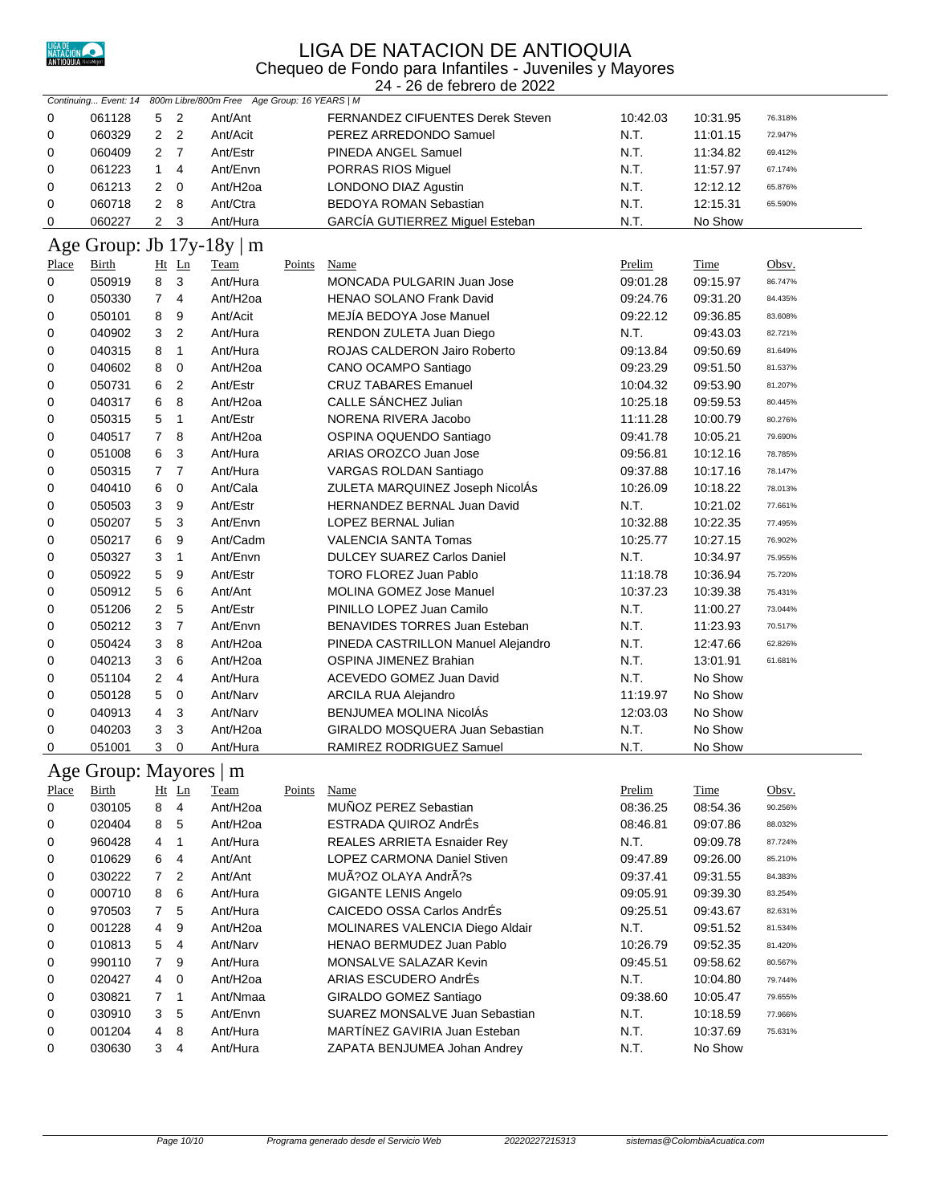# LIGA DE NATACION DE ANTIOQUIA

## Chequeo de Fondo para Infantiles - Juveniles y Mayores

24 - 26 de febrero de 2022

*Continuing... Event: 14 800m Libre/800m Free Age Group: 16 YEARS | M*

| | | | | | | | | | |
|---|---|---|---|---|---|---|---|---|---|
| 0 | 061128 | 5 | 2 | Ant/Ant | | FERNANDEZ CIFUENTES Derek Steven | 10:42.03 | 10:31.95 | 76.318% |
| 0 | 060329 | 2 | 2 | Ant/Acit | | PEREZ ARREDONDO Samuel | N.T. | 11:01.15 | 72.947% |
| 0 | 060409 | 2 | 7 | Ant/Estr | | PINEDA ANGEL Samuel | N.T. | 11:34.82 | 69.412% |
| 0 | 061223 | 1 | 4 | Ant/Envn | | PORRAS RIOS Miguel | N.T. | 11:57.97 | 67.174% |
| 0 | 061213 | 2 | 0 | Ant/H2oa | | LONDONO DIAZ Agustin | N.T. | 12:12.12 | 65.876% |
| 0 | 060718 | 2 | 8 | Ant/Ctra | | BEDOYA ROMAN Sebastian | N.T. | 12:15.31 | 65.590% |
| 0 | 060227 | 2 | 3 | Ant/Hura | | GARCÍA GUTIERREZ Miguel Esteban | N.T. | No Show | |

## Age Group: Jb 17y-18y | m

| Place | Birth | Ht | Ln | Team | Points | Name | Prelim | Time | Obsv. |
|---|---|---|---|---|---|---|---|---|---|
| 0 | 050919 | 8 | 3 | Ant/Hura | | MONCADA PULGARIN Juan Jose | 09:01.28 | 09:15.97 | 86.747% |
| 0 | 050330 | 7 | 4 | Ant/H2oa | | HENAO SOLANO Frank David | 09:24.76 | 09:31.20 | 84.435% |
| 0 | 050101 | 8 | 9 | Ant/Acit | | MEJÍA BEDOYA Jose Manuel | 09:22.12 | 09:36.85 | 83.608% |
| 0 | 040902 | 3 | 2 | Ant/Hura | | RENDON ZULETA Juan Diego | N.T. | 09:43.03 | 82.721% |
| 0 | 040315 | 8 | 1 | Ant/Hura | | ROJAS CALDERON Jairo Roberto | 09:13.84 | 09:50.69 | 81.649% |
| 0 | 040602 | 8 | 0 | Ant/H2oa | | CANO OCAMPO Santiago | 09:23.29 | 09:51.50 | 81.537% |
| 0 | 050731 | 6 | 2 | Ant/Estr | | CRUZ TABARES Emanuel | 10:04.32 | 09:53.90 | 81.207% |
| 0 | 040317 | 6 | 8 | Ant/H2oa | | CALLE SÁNCHEZ Julian | 10:25.18 | 09:59.53 | 80.445% |
| 0 | 050315 | 5 | 1 | Ant/Estr | | NORENA RIVERA Jacobo | 11:11.28 | 10:00.79 | 80.276% |
| 0 | 040517 | 7 | 8 | Ant/H2oa | | OSPINA OQUENDO Santiago | 09:41.78 | 10:05.21 | 79.690% |
| 0 | 051008 | 6 | 3 | Ant/Hura | | ARIAS OROZCO Juan Jose | 09:56.81 | 10:12.16 | 78.785% |
| 0 | 050315 | 7 | 7 | Ant/Hura | | VARGAS ROLDAN Santiago | 09:37.88 | 10:17.16 | 78.147% |
| 0 | 040410 | 6 | 0 | Ant/Cala | | ZULETA MARQUINEZ Joseph NicolÁs | 10:26.09 | 10:18.22 | 78.013% |
| 0 | 050503 | 3 | 9 | Ant/Estr | | HERNANDEZ BERNAL Juan David | N.T. | 10:21.02 | 77.661% |
| 0 | 050207 | 5 | 3 | Ant/Envn | | LOPEZ BERNAL Julian | 10:32.88 | 10:22.35 | 77.495% |
| 0 | 050217 | 6 | 9 | Ant/Cadm | | VALENCIA SANTA Tomas | 10:25.77 | 10:27.15 | 76.902% |
| 0 | 050327 | 3 | 1 | Ant/Envn | | DULCEY SUAREZ Carlos Daniel | N.T. | 10:34.97 | 75.955% |
| 0 | 050922 | 5 | 9 | Ant/Estr | | TORO FLOREZ Juan Pablo | 11:18.78 | 10:36.94 | 75.720% |
| 0 | 050912 | 5 | 6 | Ant/Ant | | MOLINA GOMEZ Jose Manuel | 10:37.23 | 10:39.38 | 75.431% |
| 0 | 051206 | 2 | 5 | Ant/Estr | | PINILLO LOPEZ Juan Camilo | N.T. | 11:00.27 | 73.044% |
| 0 | 050212 | 3 | 7 | Ant/Envn | | BENAVIDES TORRES Juan Esteban | N.T. | 11:23.93 | 70.517% |
| 0 | 050424 | 3 | 8 | Ant/H2oa | | PINEDA CASTRILLON Manuel Alejandro | N.T. | 12:47.66 | 62.826% |
| 0 | 040213 | 3 | 6 | Ant/H2oa | | OSPINA JIMENEZ Brahian | N.T. | 13:01.91 | 61.681% |
| 0 | 051104 | 2 | 4 | Ant/Hura | | ACEVEDO GOMEZ Juan David | N.T. | No Show | |
| 0 | 050128 | 5 | 0 | Ant/Narv | | ARCILA RUA Alejandro | 11:19.97 | No Show | |
| 0 | 040913 | 4 | 3 | Ant/Narv | | BENJUMEA MOLINA NicolÁs | 12:03.03 | No Show | |
| 0 | 040203 | 3 | 3 | Ant/H2oa | | GIRALDO MOSQUERA Juan Sebastian | N.T. | No Show | |
| 0 | 051001 | 3 | 0 | Ant/Hura | | RAMIREZ RODRIGUEZ Samuel | N.T. | No Show | |

## Age Group: Mayores | m

| Place | Birth | Ht | Ln | Team | Points | Name | Prelim | Time | Obsv. |
|---|---|---|---|---|---|---|---|---|---|
| 0 | 030105 | 8 | 4 | Ant/H2oa | | MUÑOZ PEREZ Sebastian | 08:36.25 | 08:54.36 | 90.256% |
| 0 | 020404 | 8 | 5 | Ant/H2oa | | ESTRADA QUIROZ AndrÉs | 08:46.81 | 09:07.86 | 88.032% |
| 0 | 960428 | 4 | 1 | Ant/Hura | | REALES ARRIETA Esnaider Rey | N.T. | 09:09.78 | 87.724% |
| 0 | 010629 | 6 | 4 | Ant/Ant | | LOPEZ CARMONA Daniel Stiven | 09:47.89 | 09:26.00 | 85.210% |
| 0 | 030222 | 7 | 2 | Ant/Ant | | MUÃ?OZ OLAYA AndrÃ?s | 09:37.41 | 09:31.55 | 84.383% |
| 0 | 000710 | 8 | 6 | Ant/Hura | | GIGANTE LENIS Angelo | 09:05.91 | 09:39.30 | 83.254% |
| 0 | 970503 | 7 | 5 | Ant/Hura | | CAICEDO OSSA Carlos AndrÉs | 09:25.51 | 09:43.67 | 82.631% |
| 0 | 001228 | 4 | 9 | Ant/H2oa | | MOLINARES VALENCIA Diego Aldair | N.T. | 09:51.52 | 81.534% |
| 0 | 010813 | 5 | 4 | Ant/Narv | | HENAO BERMUDEZ Juan Pablo | 10:26.79 | 09:52.35 | 81.420% |
| 0 | 990110 | 7 | 9 | Ant/Hura | | MONSALVE SALAZAR Kevin | 09:45.51 | 09:58.62 | 80.567% |
| 0 | 020427 | 4 | 0 | Ant/H2oa | | ARIAS ESCUDERO AndrÉs | N.T. | 10:04.80 | 79.744% |
| 0 | 030821 | 7 | 1 | Ant/Nmaa | | GIRALDO GOMEZ Santiago | 09:38.60 | 10:05.47 | 79.655% |
| 0 | 030910 | 3 | 5 | Ant/Envn | | SUAREZ MONSALVE Juan Sebastian | N.T. | 10:18.59 | 77.966% |
| 0 | 001204 | 4 | 8 | Ant/Hura | | MARTÍNEZ GAVIRIA Juan Esteban | N.T. | 10:37.69 | 75.631% |
| 0 | 030630 | 3 | 4 | Ant/Hura | | ZAPATA BENJUMEA Johan Andrey | N.T. | No Show | |

Programa generado desde el Servicio Web 20220227215313 sistemas@ColombiaAcuatica.com